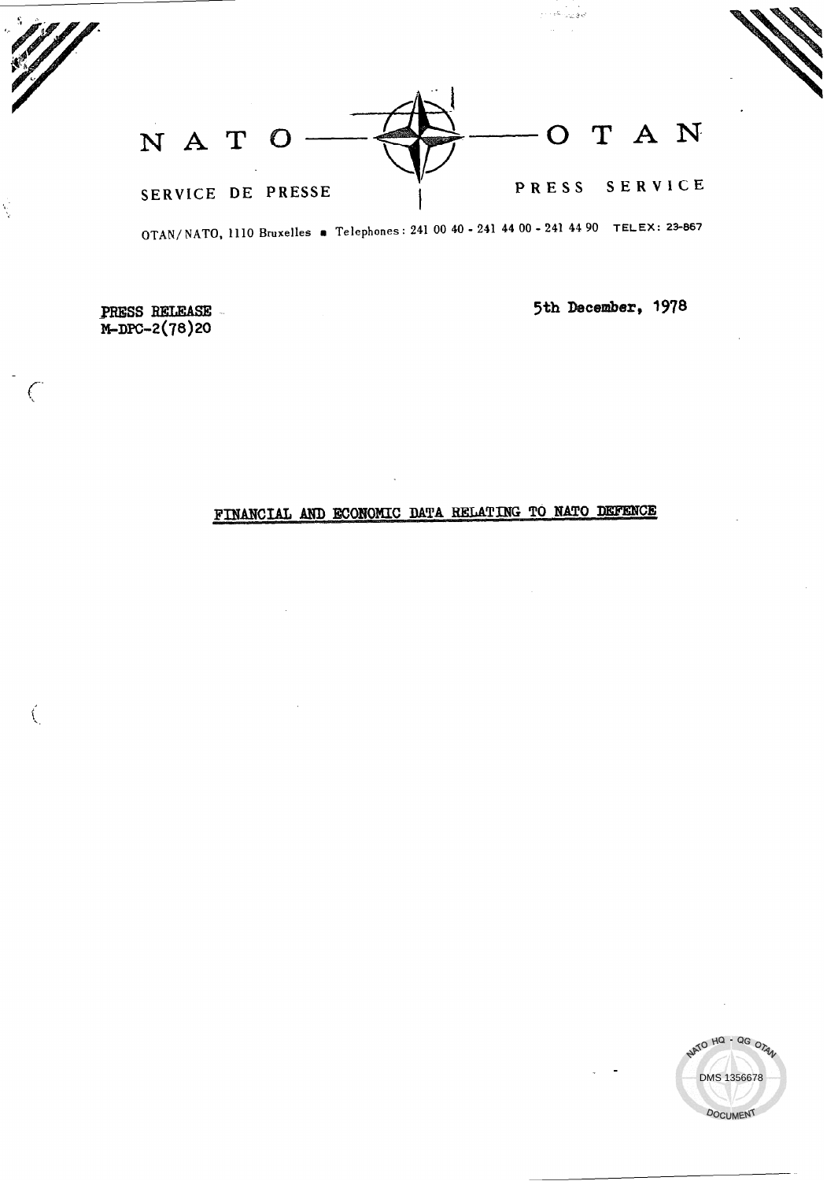NATO — OTAN

SERVICE DE PRESSE — PRESS SERVICE

OTAN/NATO, 1110 Bruxelles ■ Telephones: 241 00 40 - 241 44 00 - 241 44 90 TELEX: 23-867

PRESS RELEASE
M-DPC-2(78)20

5th December, 1978

# FINANCIAL AND ECONOMIC DATA RELATING TO NATO DEFENCE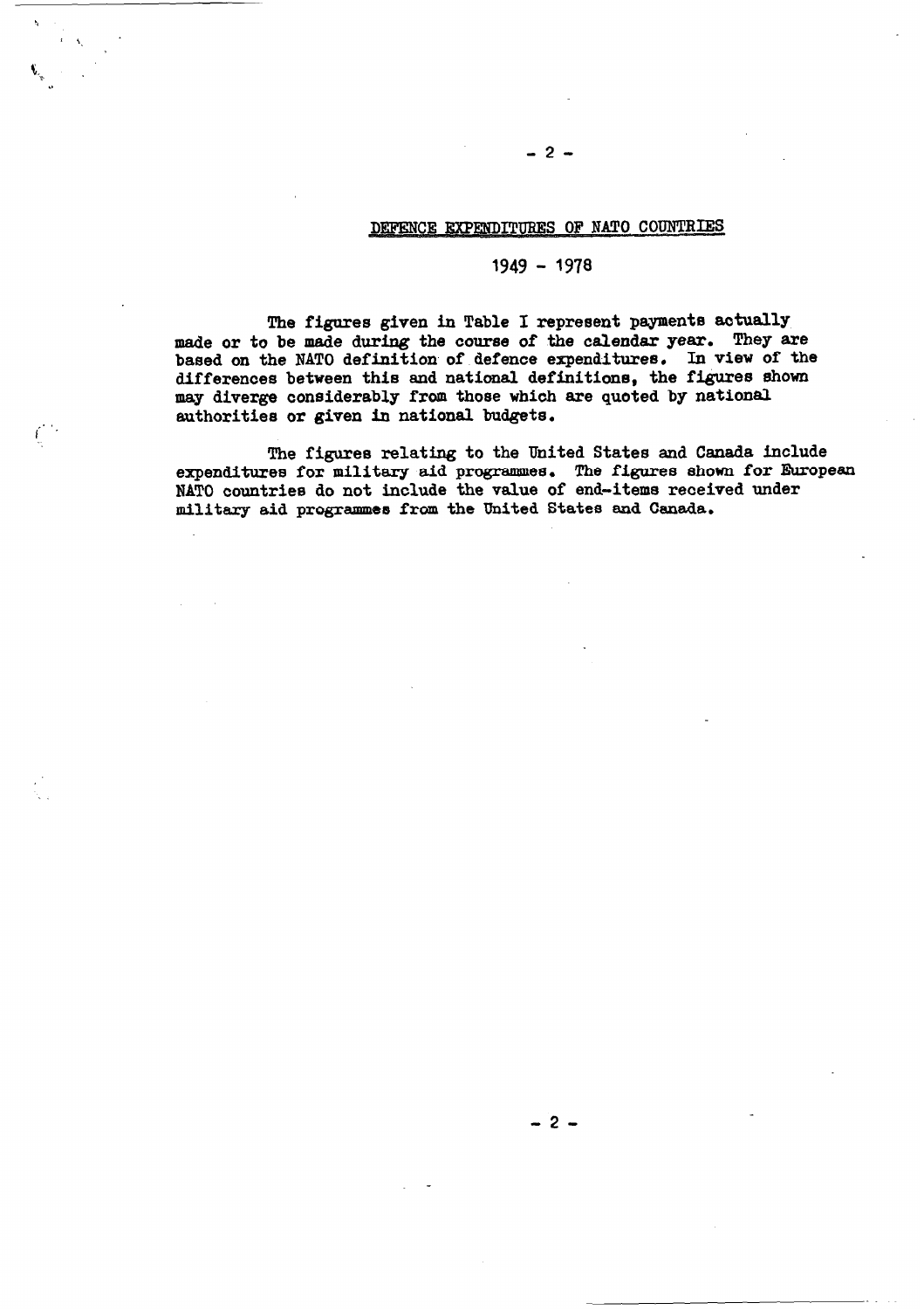## DEFENCE EXPENDITURES OF NATO COUNTRIES

## 1949 - 1978

The figures given in Table I represent payments actually made or to be made during the course of the calendar year. They are based on the NATO definition of defence expenditures. In view of the differences between this and national definitions, the figures shown may diverge considerably from those which are quoted by national authorities or given in national budgets.

The figures relating to the United States and Canada include expenditures for military aid programmes. The figures shown for European NATO countries do not include the value of end-items received under military aid programmes from the United States and Canada.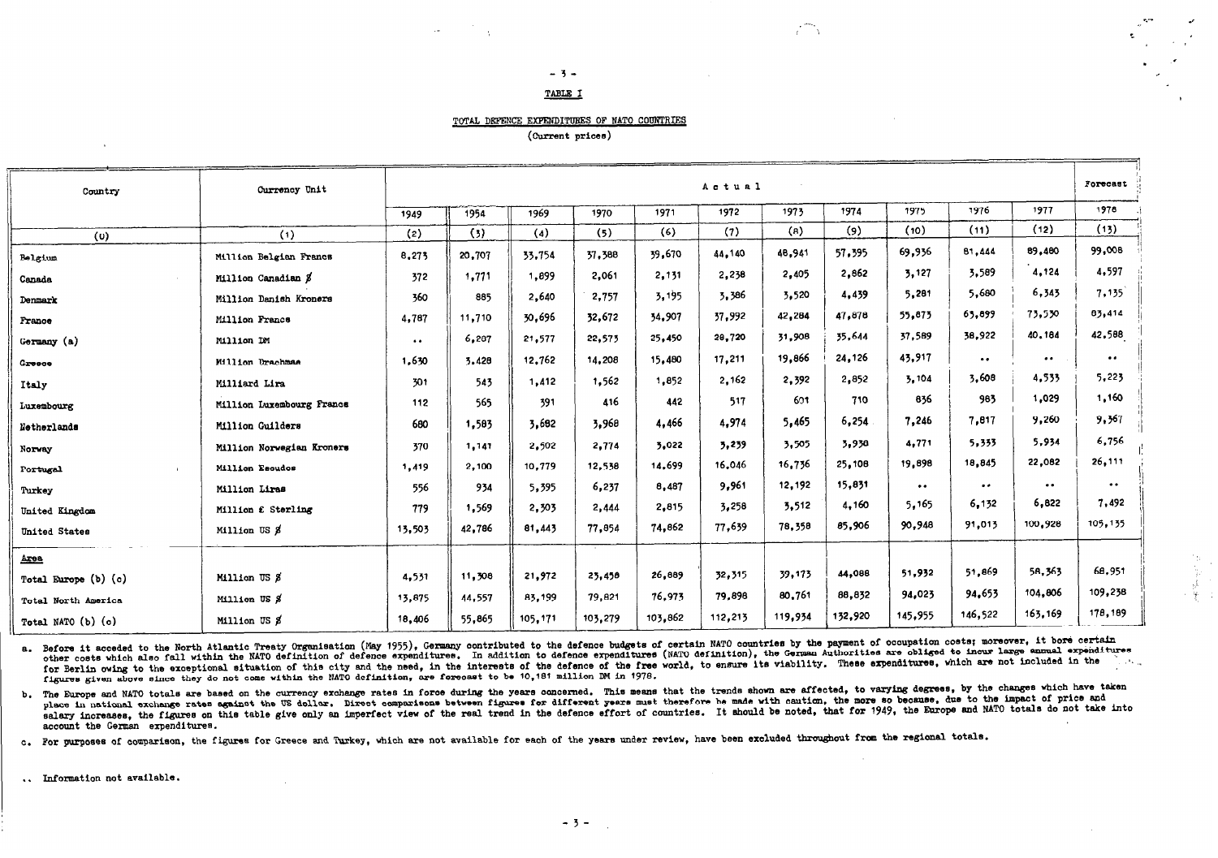## TABLE I

### TOTAL DEFENCE EXPENDITURES OF NATO COUNTRIES

(Current prices)

| Country | Currency Unit | Actual | | | | | | | | | | | Forecast |
|---|---|---|---|---|---|---|---|---|---|---|---|---|---|
| | | 1949 | 1954 | 1969 | 1970 | 1971 | 1972 | 1973 | 1974 | 1975 | 1976 | 1977 | 1978 |
| (0) | (1) | (2) | (3) | (4) | (5) | (6) | (7) | (8) | (9) | (10) | (11) | (12) | (13) |
| Belgium | Million Belgian Francs | 8,273 | 20,707 | 33,754 | 37,388 | 39,670 | 44,140 | 48,941 | 57,395 | 69,936 | 81,444 | 89,480 | 99,008 |
| Canada | Million Canadian $ | 372 | 1,771 | 1,899 | 2,061 | 2,131 | 2,238 | 2,405 | 2,862 | 3,127 | 3,589 | 4,124 | 4,597 |
| Denmark | Million Danish Kroners | 360 | 885 | 2,640 | 2,757 | 3,195 | 3,386 | 3,520 | 4,439 | 5,281 | 5,680 | 6,343 | 7,135 |
| France | Million Francs | 4,787 | 11,710 | 30,696 | 32,672 | 34,907 | 37,992 | 42,284 | 47,878 | 55,873 | 63,899 | 73,530 | 83,414 |
| Germany (a) | Million DM | .. | 6,207 | 21,577 | 22,573 | 25,450 | 28,720 | 31,908 | 35,644 | 37,589 | 38,922 | 40,184 | 42,588 |
| Greece | Million Drachmae | 1,630 | 3,428 | 12,762 | 14,208 | 15,480 | 17,211 | 19,866 | 24,126 | 43,917 | .. | .. | .. |
| Italy | Milliard Lira | 301 | 543 | 1,412 | 1,562 | 1,852 | 2,162 | 2,392 | 2,852 | 3,104 | 3,608 | 4,533 | 5,223 |
| Luxembourg | Million Luxembourg Francs | 112 | 565 | 391 | 416 | 442 | 517 | 601 | 710 | 836 | 983 | 1,029 | 1,160 |
| Netherlands | Million Guilders | 680 | 1,583 | 3,682 | 3,968 | 4,466 | 4,974 | 5,465 | 6,254 | 7,246 | 7,817 | 9,260 | 9,367 |
| Norway | Million Norwegian Kroners | 370 | 1,141 | 2,502 | 2,774 | 3,022 | 3,239 | 3,505 | 3,938 | 4,771 | 5,333 | 5,934 | 6,756 |
| Portugal | Million Escudos | 1,419 | 2,100 | 10,779 | 12,538 | 14,699 | 16,046 | 16,736 | 25,108 | 19,898 | 18,845 | 22,082 | 26,111 |
| Turkey | Million Liras | 556 | 934 | 5,395 | 6,237 | 8,487 | 9,961 | 12,192 | 15,831 | .. | .. | .. | .. |
| United Kingdom | Million £ Sterling | 779 | 1,569 | 2,303 | 2,444 | 2,815 | 3,258 | 3,512 | 4,160 | 5,165 | 6,132 | 6,822 | 7,492 |
| United States | Million US $ | 13,503 | 42,786 | 81,443 | 77,854 | 74,862 | 77,639 | 78,358 | 85,906 | 90,948 | 91,013 | 100,928 | 105,135 |
| **Area** | | | | | | | | | | | | | |
| Total Europe (b) (c) | Million US $ | 4,531 | 11,308 | 21,972 | 23,458 | 26,889 | 32,315 | 39,173 | 44,088 | 51,932 | 51,869 | 58,363 | 68,951 |
| Total North America | Million US $ | 13,875 | 44,557 | 83,199 | 79,821 | 76,973 | 79,898 | 80,761 | 88,832 | 94,023 | 94,653 | 104,806 | 109,238 |
| Total NATO (b) (c) | Million US $ | 18,406 | 55,865 | 105,171 | 103,279 | 103,862 | 112,213 | 119,934 | 132,920 | 145,955 | 146,522 | 163,169 | 178,189 |

a. Before it acceded to the North Atlantic Treaty Organisation (May 1955), Germany contributed to the defence budgets of certain NATO countries by the payment of occupation costs; moreover, it bore certain other costs which also fall within the NATO definition of defence expenditures. In addition to defence expenditures (NATO definition), the German Authorities are obliged to incur large annual expenditures for Berlin owing to the exceptional situation of this city and the need, in the interests of the defence of the free world, to ensure its viability. These expenditures, which are not included in the figures given above since they do not come within the NATO definition, are forecast to be 10,181 million DM in 1978.

b. The Europe and NATO totals are based on the currency exchange rates in force during the years concerned. This means that the trends shown are affected, to varying degrees, by the changes which have taken place in national exchange rates against the US dollar. Direct comparisons between figures for different years must therefore be made with caution, the more so because, due to the impact of price and salary increases, the figures on this table give only an imperfect view of the real trend in the defence effort of countries. It should be noted, that for 1949, the Europe and NATO totals do not take into account the German expenditures.

c. For purposes of comparison, the figures for Greece and Turkey, which are not available for each of the years under review, have been excluded throughout from the regional totals.

.. Information not available.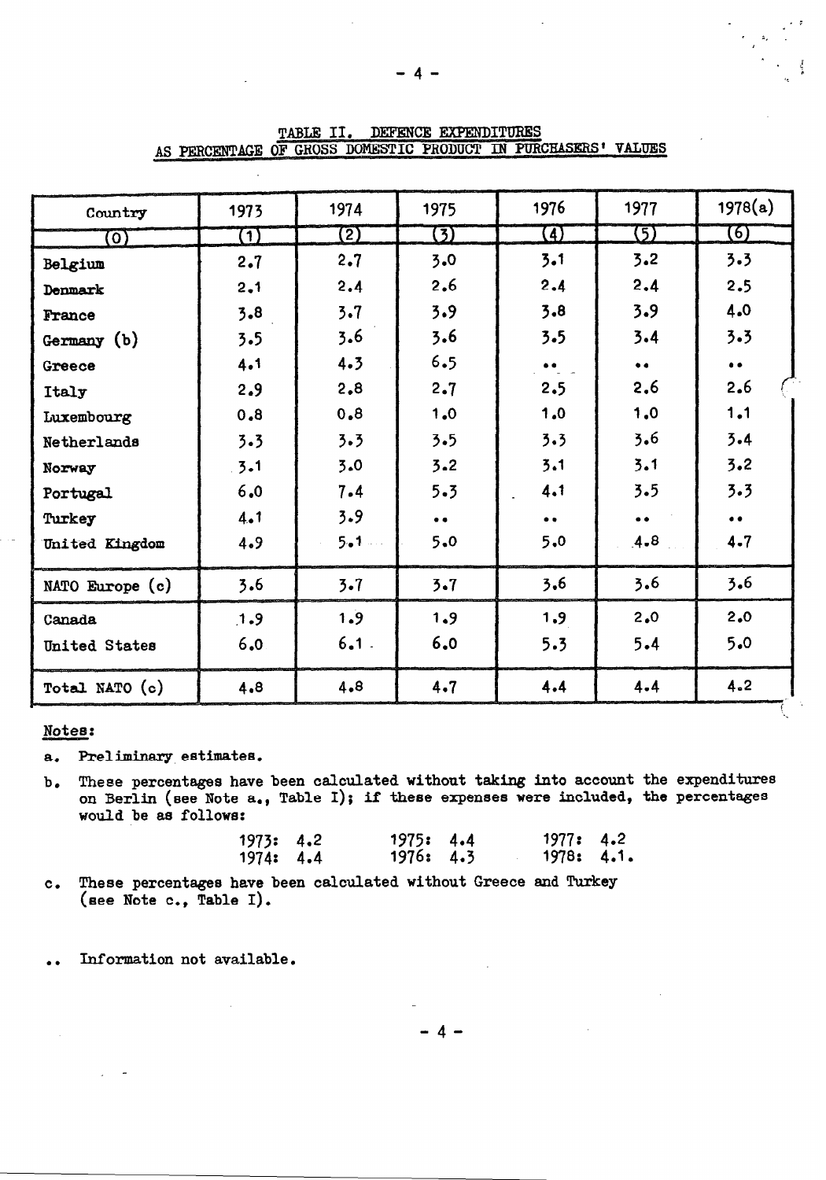## TABLE II. DEFENCE EXPENDITURES AS PERCENTAGE OF GROSS DOMESTIC PRODUCT IN PURCHASERS' VALUES

| Country | 1973 | 1974 | 1975 | 1976 | 1977 | 1978(a) |
|---|---|---|---|---|---|---|
| (0) | (1) | (2) | (3) | (4) | (5) | (6) |
| Belgium | 2.7 | 2.7 | 3.0 | 3.1 | 3.2 | 3.3 |
| Denmark | 2.1 | 2.4 | 2.6 | 2.4 | 2.4 | 2.5 |
| France | 3.8 | 3.7 | 3.9 | 3.8 | 3.9 | 4.0 |
| Germany (b) | 3.5 | 3.6 | 3.6 | 3.5 | 3.4 | 3.3 |
| Greece | 4.1 | 4.3 | 6.5 | .. | .. | .. |
| Italy | 2.9 | 2.8 | 2.7 | 2.5 | 2.6 | 2.6 |
| Luxembourg | 0.8 | 0.8 | 1.0 | 1.0 | 1.0 | 1.1 |
| Netherlands | 3.3 | 3.3 | 3.5 | 3.3 | 3.6 | 3.4 |
| Norway | 3.1 | 3.0 | 3.2 | 3.1 | 3.1 | 3.2 |
| Portugal | 6.0 | 7.4 | 5.3 | 4.1 | 3.5 | 3.3 |
| Turkey | 4.1 | 3.9 | .. | .. | .. | .. |
| United Kingdom | 4.9 | 5.1 | 5.0 | 5.0 | 4.8 | 4.7 |
| NATO Europe (c) | 3.6 | 3.7 | 3.7 | 3.6 | 3.6 | 3.6 |
| Canada | 1.9 | 1.9 | 1.9 | 1.9 | 2.0 | 2.0 |
| United States | 6.0 | 6.1 | 6.0 | 5.3 | 5.4 | 5.0 |
| Total NATO (c) | 4.8 | 4.8 | 4.7 | 4.4 | 4.4 | 4.2 |

Notes:

a. Preliminary estimates.

b. These percentages have been calculated without taking into account the expenditures on Berlin (see Note a., Table I); if these expenses were included, the percentages would be as follows:

| | | |
|---|---|---|
| 1973: 4.2 | 1975: 4.4 | 1977: 4.2 |
| 1974: 4.4 | 1976: 4.3 | 1978: 4.1. |

c. These percentages have been calculated without Greece and Turkey (see Note c., Table I).

.. Information not available.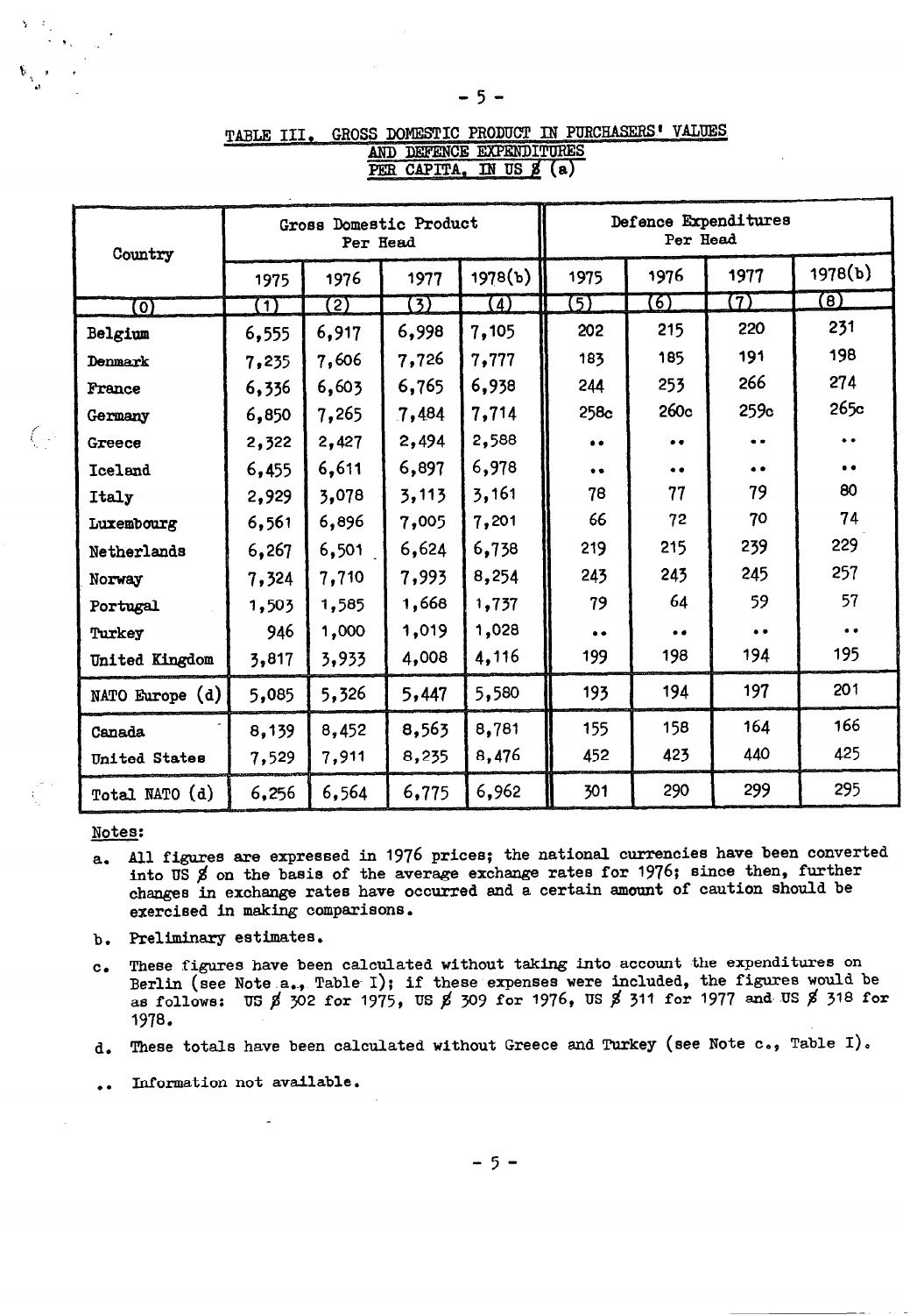## TABLE III. GROSS DOMESTIC PRODUCT IN PURCHASERS' VALUES AND DEFENCE EXPENDITURES PER CAPITA, IN US $ (a)

| Country | Gross Domestic Product Per Head | | | | Defence Expenditures Per Head | | | |
|---|---|---|---|---|---|---|---|---|
| | 1975 | 1976 | 1977 | 1978(b) | 1975 | 1976 | 1977 | 1978(b) |
| (0) | (1) | (2) | (3) | (4) | (5) | (6) | (7) | (8) |
| Belgium | 6,555 | 6,917 | 6,998 | 7,105 | 202 | 215 | 220 | 231 |
| Denmark | 7,235 | 7,606 | 7,726 | 7,777 | 183 | 185 | 191 | 198 |
| France | 6,336 | 6,603 | 6,765 | 6,938 | 244 | 253 | 266 | 274 |
| Germany | 6,850 | 7,265 | 7,484 | 7,714 | 258c | 260c | 259c | 265c |
| Greece | 2,322 | 2,427 | 2,494 | 2,588 | .. | .. | .. | .. |
| Iceland | 6,455 | 6,611 | 6,897 | 6,978 | .. | .. | .. | .. |
| Italy | 2,929 | 3,078 | 3,113 | 3,161 | 78 | 77 | 79 | 80 |
| Luxembourg | 6,561 | 6,896 | 7,005 | 7,201 | 66 | 72 | 70 | 74 |
| Netherlands | 6,267 | 6,501 | 6,624 | 6,738 | 219 | 215 | 239 | 229 |
| Norway | 7,324 | 7,710 | 7,993 | 8,254 | 243 | 243 | 245 | 257 |
| Portugal | 1,503 | 1,585 | 1,668 | 1,737 | 79 | 64 | 59 | 57 |
| Turkey | 946 | 1,000 | 1,019 | 1,028 | .. | .. | .. | .. |
| United Kingdom | 3,817 | 3,933 | 4,008 | 4,116 | 199 | 198 | 194 | 195 |
| NATO Europe (d) | 5,085 | 5,326 | 5,447 | 5,580 | 193 | 194 | 197 | 201 |
| Canada | 8,139 | 8,452 | 8,563 | 8,781 | 155 | 158 | 164 | 166 |
| United States | 7,529 | 7,911 | 8,235 | 8,476 | 452 | 423 | 440 | 425 |
| Total NATO (d) | 6,256 | 6,564 | 6,775 | 6,962 | 301 | 290 | 299 | 295 |

Notes:

a. All figures are expressed in 1976 prices; the national currencies have been converted into US $ on the basis of the average exchange rates for 1976; since then, further changes in exchange rates have occurred and a certain amount of caution should be exercised in making comparisons.

b. Preliminary estimates.

c. These figures have been calculated without taking into account the expenditures on Berlin (see Note a., Table I); if these expenses were included, the figures would be as follows: US $ 302 for 1975, US $ 309 for 1976, US $ 311 for 1977 and US $ 318 for 1978.

d. These totals have been calculated without Greece and Turkey (see Note c., Table I).

.. Information not available.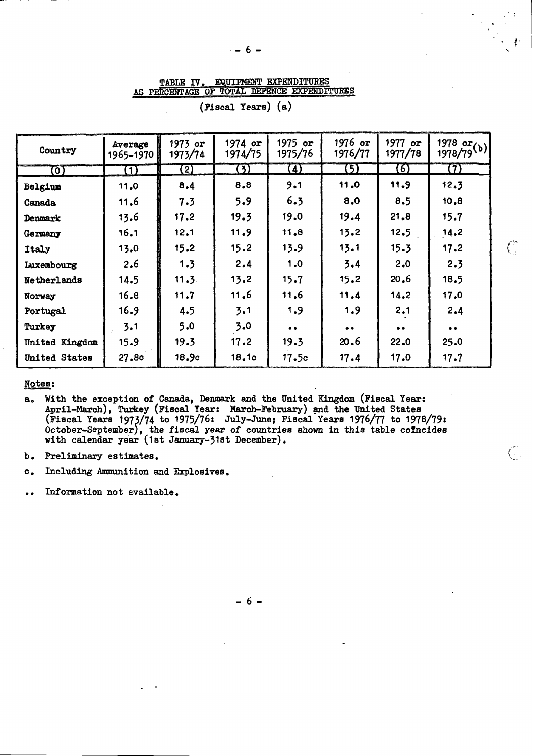## TABLE IV. EQUIPMENT EXPENDITURES AS PERCENTAGE OF TOTAL DEFENCE EXPENDITURES

(Fiscal Years) (a)

| Country | Average 1965-1970 | 1973 or 1973/74 | 1974 or 1974/75 | 1975 or 1975/76 | 1976 or 1976/77 | 1977 or 1977/78 | 1978 or 1978/79 (b) |
|---|---|---|---|---|---|---|---|
| (0) | (1) | (2) | (3) | (4) | (5) | (6) | (7) |
| Belgium | 11.0 | 8.4 | 8.8 | 9.1 | 11.0 | 11.9 | 12.3 |
| Canada | 11.6 | 7.3 | 5.9 | 6.3 | 8.0 | 8.5 | 10.8 |
| Denmark | 13.6 | 17.2 | 19.3 | 19.0 | 19.4 | 21.8 | 15.7 |
| Germany | 16.1 | 12.1 | 11.9 | 11.8 | 13.2 | 12.5 | 14.2 |
| Italy | 13.0 | 15.2 | 15.2 | 13.9 | 13.1 | 15.3 | 17.2 |
| Luxembourg | 2.6 | 1.3 | 2.4 | 1.0 | 3.4 | 2.0 | 2.3 |
| Netherlands | 14.5 | 11.3 | 13.2 | 15.7 | 15.2 | 20.6 | 18.5 |
| Norway | 16.8 | 11.7 | 11.6 | 11.6 | 11.4 | 14.2 | 17.0 |
| Portugal | 16.9 | 4.5 | 3.1 | 1.9 | 1.9 | 2.1 | 2.4 |
| Turkey | 3.1 | 5.0 | 3.0 | .. | .. | .. | .. |
| United Kingdom | 15.9 | 19.3 | 17.2 | 19.3 | 20.6 | 22.0 | 25.0 |
| United States | 27.8c | 18.9c | 18.1c | 17.5c | 17.4 | 17.0 | 17.7 |

**Notes:**

a. With the exception of Canada, Denmark and the United Kingdom (Fiscal Year: April-March), Turkey (Fiscal Year: March-February) and the United States (Fiscal Years 1973/74 to 1975/76: July-June; Fiscal Years 1976/77 to 1978/79: October-September), the fiscal year of countries shown in this table coincides with calendar year (1st January-31st December).

b. Preliminary estimates.

c. Including Ammunition and Explosives.

.. Information not available.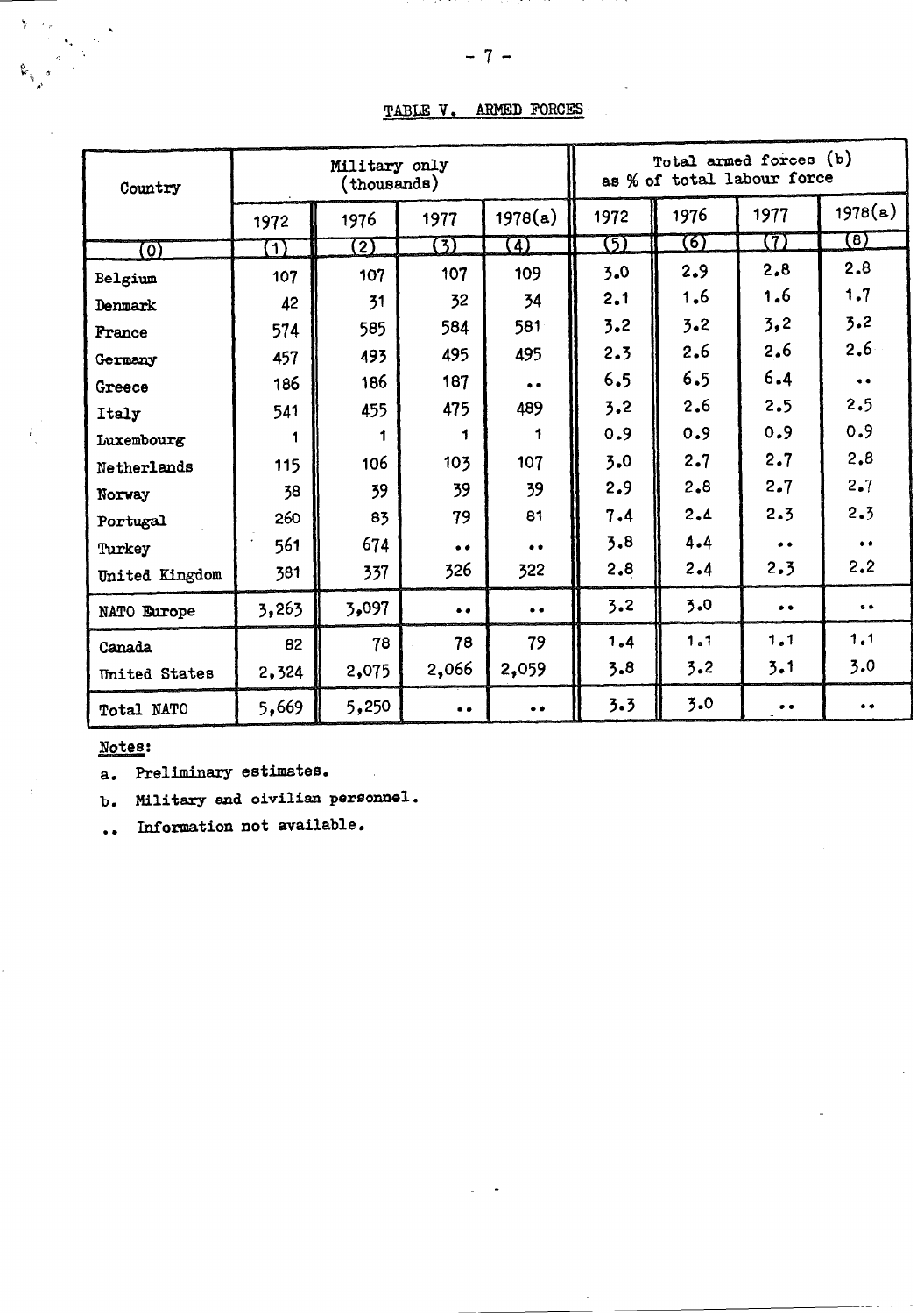TABLE V. ARMED FORCES

| Country | Military only (thousands) | | | | Total armed forces (b) as % of total labour force | | | |
|---|---|---|---|---|---|---|---|---|
| | 1972 | 1976 | 1977 | 1978(a) | 1972 | 1976 | 1977 | 1978(a) |
| (0) | (1) | (2) | (3) | (4) | (5) | (6) | (7) | (8) |
| Belgium | 107 | 107 | 107 | 109 | 3.0 | 2.9 | 2.8 | 2.8 |
| Denmark | 42 | 31 | 32 | 34 | 2.1 | 1.6 | 1.6 | 1.7 |
| France | 574 | 585 | 584 | 581 | 3.2 | 3.2 | 3.2 | 3.2 |
| Germany | 457 | 493 | 495 | 495 | 2.3 | 2.6 | 2.6 | 2.6 |
| Greece | 186 | 186 | 187 | .. | 6.5 | 6.5 | 6.4 | .. |
| Italy | 541 | 455 | 475 | 489 | 3.2 | 2.6 | 2.5 | 2.5 |
| Luxembourg | 1 | 1 | 1 | 1 | 0.9 | 0.9 | 0.9 | 0.9 |
| Netherlands | 115 | 106 | 103 | 107 | 3.0 | 2.7 | 2.7 | 2.8 |
| Norway | 38 | 39 | 39 | 39 | 2.9 | 2.8 | 2.7 | 2.7 |
| Portugal | 260 | 83 | 79 | 81 | 7.4 | 2.4 | 2.3 | 2.3 |
| Turkey | 561 | 674 | .. | .. | 3.8 | 4.4 | .. | .. |
| United Kingdom | 381 | 337 | 326 | 322 | 2.8 | 2.4 | 2.3 | 2.2 |
| NATO Europe | 3,263 | 3,097 | .. | .. | 3.2 | 3.0 | .. | .. |
| Canada | 82 | 78 | 78 | 79 | 1.4 | 1.1 | 1.1 | 1.1 |
| United States | 2,324 | 2,075 | 2,066 | 2,059 | 3.8 | 3.2 | 3.1 | 3.0 |
| Total NATO | 5,669 | 5,250 | .. | .. | 3.3 | 3.0 | .. | .. |

Notes:

a. Preliminary estimates.

b. Military and civilian personnel.

.. Information not available.